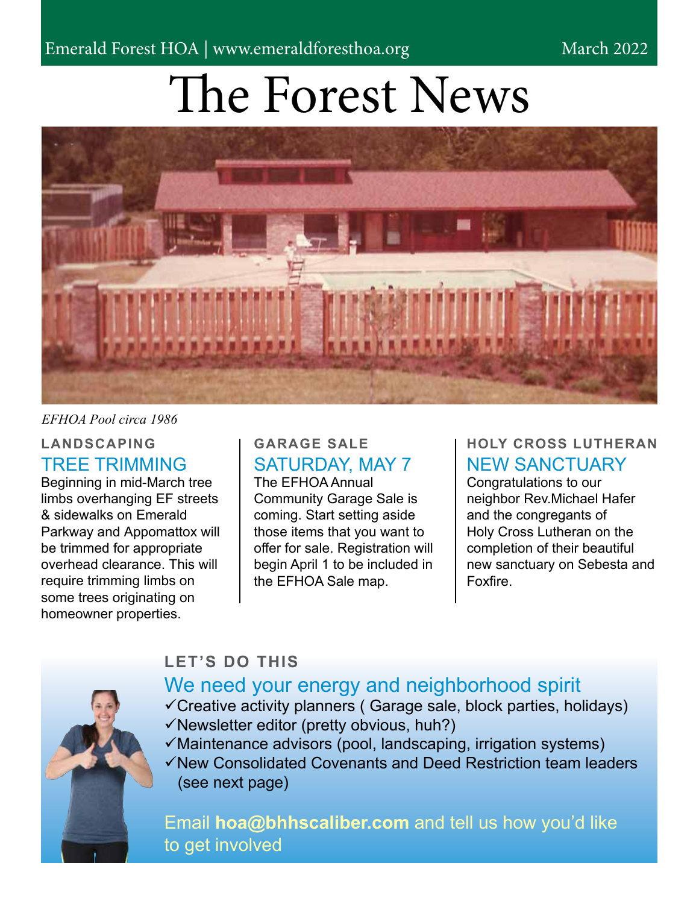Emerald Forest HOA | www.emeraldforesthoa.org March 2022

# The Forest News

*EFHOA Pool circa 1986*

### LANDSCAPING

## TREE TRIMMING

Beginning in mid-March tree limbs overhanging EF streets & sidewalks on Emerald Parkway and Appomattox will be trimmed for appropriate overhead clearance. This will require trimming limbs on some trees originating on homeowner properties.

### GARAGE SALE

## SATURDAY, MAY 7

The EFHOA Annual Community Garage Sale is coming. Start setting aside those items that you want to offer for sale. Registration will begin April 1 to be included in the EFHOA Sale map.

### HOLY CROSS LUTHERAN

## NEW SANCTUARY

Congratulations to our neighbor Rev.Michael Hafer and the congregants of Holy Cross Lutheran on the completion of their beautiful new sanctuary on Sebesta and Foxfire.

### LET'S DO THIS

## We need your energy and neighborhood spirit

- ✓Creative activity planners ( Garage sale, block parties, holidays)
- ✓Newsletter editor (pretty obvious, huh?)
- ✓Maintenance advisors (pool, landscaping, irrigation systems)
- ✓New Consolidated Covenants and Deed Restriction team leaders (see next page)

Email **hoa@bhhscaliber.com** and tell us how you'd like to get involved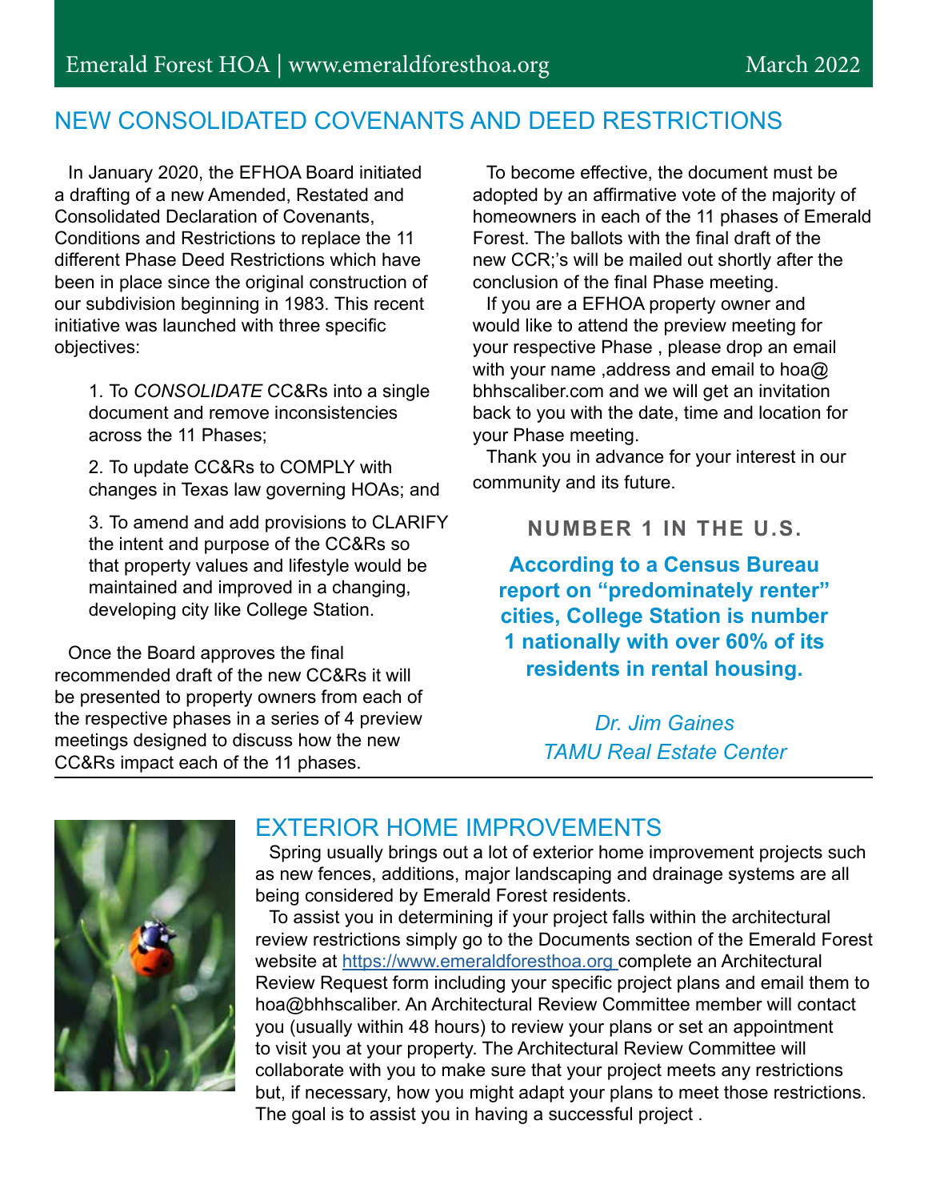## NEW CONSOLIDATED COVENANTS AND DEED RESTRICTIONS

In January 2020, the EFHOA Board initiated a drafting of a new Amended, Restated and Consolidated Declaration of Covenants, Conditions and Restrictions to replace the 11 different Phase Deed Restrictions which have been in place since the original construction of our subdivision beginning in 1983. This recent initiative was launched with three specific objectives:

1. To *CONSOLIDATE* CC&Rs into a single document and remove inconsistencies across the 11 Phases;
2. To update CC&Rs to COMPLY with changes in Texas law governing HOAs; and
3. To amend and add provisions to CLARIFY the intent and purpose of the CC&Rs so that property values and lifestyle would be maintained and improved in a changing, developing city like College Station.

Once the Board approves the final recommended draft of the new CC&Rs it will be presented to property owners from each of the respective phases in a series of 4 preview meetings designed to discuss how the new CC&Rs impact each of the 11 phases.

To become effective, the document must be adopted by an affirmative vote of the majority of homeowners in each of the 11 phases of Emerald Forest. The ballots with the final draft of the new CCR;'s will be mailed out shortly after the conclusion of the final Phase meeting.

If you are a EFHOA property owner and would like to attend the preview meeting for your respective Phase , please drop an email with your name ,address and email to hoa@ bhhscaliber.com and we will get an invitation back to you with the date, time and location for your Phase meeting.

Thank you in advance for your interest in our community and its future.

**NUMBER 1 IN THE U.S.**

**According to a Census Bureau report on "predominately renter" cities, College Station is number 1 nationally with over 60% of its residents in rental housing.**

*Dr. Jim Gaines*
*TAMU Real Estate Center*

## EXTERIOR HOME IMPROVEMENTS

Spring usually brings out a lot of exterior home improvement projects such as new fences, additions, major landscaping and drainage systems are all being considered by Emerald Forest residents.

To assist you in determining if your project falls within the architectural review restrictions simply go to the Documents section of the Emerald Forest website at https://www.emeraldforesthoa.org complete an Architectural Review Request form including your specific project plans and email them to hoa@bhhscaliber. An Architectural Review Committee member will contact you (usually within 48 hours) to review your plans or set an appointment to visit you at your property. The Architectural Review Committee will collaborate with you to make sure that your project meets any restrictions but, if necessary, how you might adapt your plans to meet those restrictions. The goal is to assist you in having a successful project .